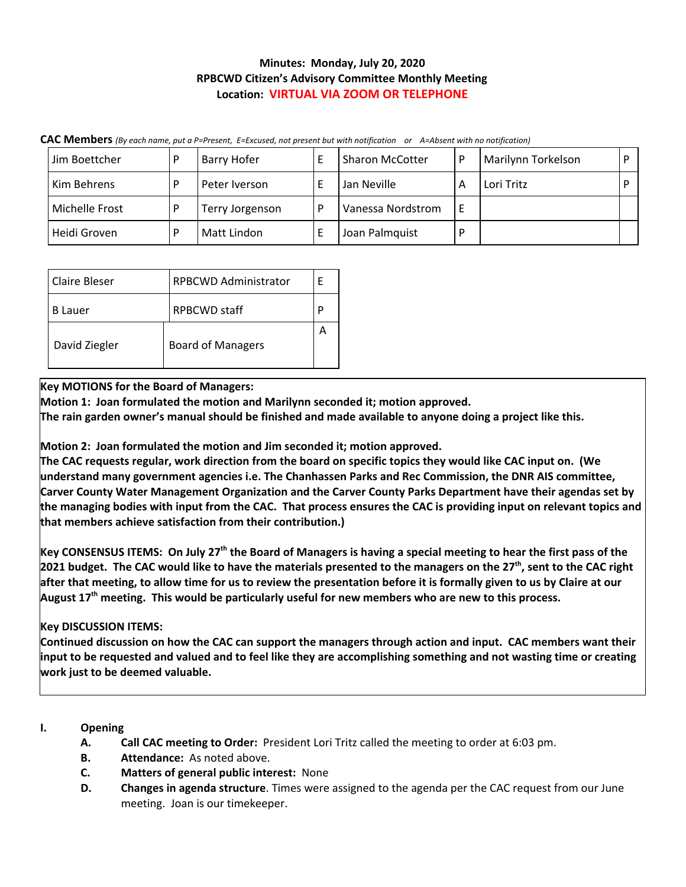**Minutes: Monday, July 20, 2020**
**RPBCWD Citizen's Advisory Committee Monthly Meeting**
**Location: VIRTUAL VIA ZOOM OR TELEPHONE**

**CAC Members** *(By each name, put a P=Present, E=Excused, not present but with notification or A=Absent with no notification)*

| | | | | | | | |
|---|---|---|---|---|---|---|---|
| Jim Boettcher | P | Barry Hofer | E | Sharon McCotter | P | Marilynn Torkelson | P |
| Kim Behrens | P | Peter Iverson | E | Jan Neville | A | Lori Tritz | P |
| Michelle Frost | P | Terry Jorgenson | P | Vanessa Nordstrom | E | | |
| Heidi Groven | P | Matt Lindon | E | Joan Palmquist | P | | |

| | | |
|---|---|---|
| Claire Bleser | RPBCWD Administrator | E |
| B Lauer | RPBCWD staff | P |
| David Ziegler | Board of Managers | A |

**Key MOTIONS for the Board of Managers:**
**Motion 1: Joan formulated the motion and Marilynn seconded it; motion approved.**
**The rain garden owner's manual should be finished and made available to anyone doing a project like this.**

**Motion 2: Joan formulated the motion and Jim seconded it; motion approved.**
**The CAC requests regular, work direction from the board on specific topics they would like CAC input on. (We understand many government agencies i.e. The Chanhassen Parks and Rec Commission, the DNR AIS committee, Carver County Water Management Organization and the Carver County Parks Department have their agendas set by the managing bodies with input from the CAC. That process ensures the CAC is providing input on relevant topics and that members achieve satisfaction from their contribution.)**

**Key CONSENSUS ITEMS: On July 27th the Board of Managers is having a special meeting to hear the first pass of the 2021 budget. The CAC would like to have the materials presented to the managers on the 27th, sent to the CAC right after that meeting, to allow time for us to review the presentation before it is formally given to us by Claire at our August 17th meeting. This would be particularly useful for new members who are new to this process.**

**Key DISCUSSION ITEMS:**
**Continued discussion on how the CAC can support the managers through action and input. CAC members want their input to be requested and valued and to feel like they are accomplishing something and not wasting time or creating work just to be deemed valuable.**

**I. Opening**

- **A. Call CAC meeting to Order:** President Lori Tritz called the meeting to order at 6:03 pm.
- **B. Attendance:** As noted above.
- **C. Matters of general public interest:** None
- **D. Changes in agenda structure**. Times were assigned to the agenda per the CAC request from our June meeting. Joan is our timekeeper.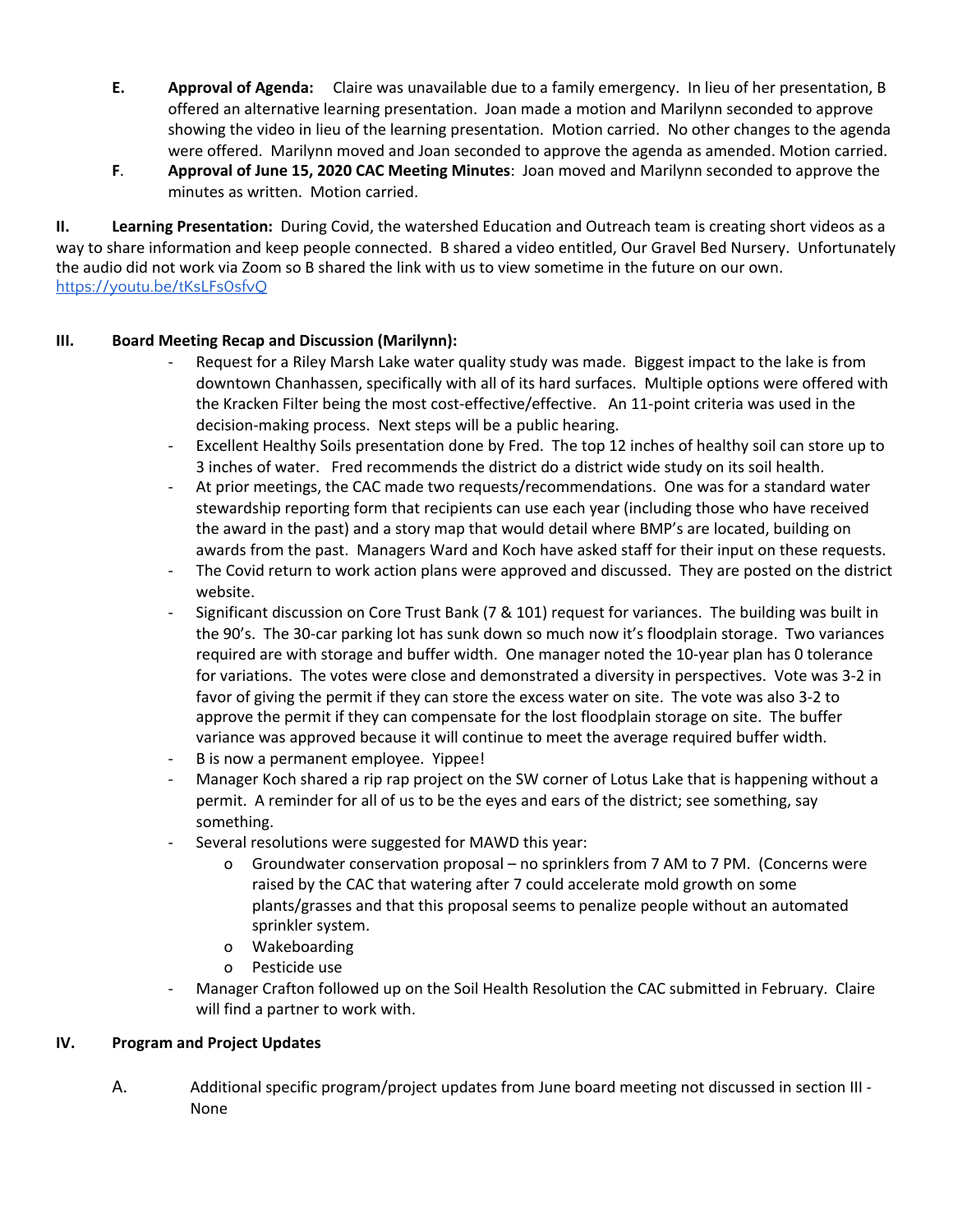E. **Approval of Agenda:** Claire was unavailable due to a family emergency. In lieu of her presentation, B offered an alternative learning presentation. Joan made a motion and Marilynn seconded to approve showing the video in lieu of the learning presentation. Motion carried. No other changes to the agenda were offered. Marilynn moved and Joan seconded to approve the agenda as amended. Motion carried.

F. **Approval of June 15, 2020 CAC Meeting Minutes**: Joan moved and Marilynn seconded to approve the minutes as written. Motion carried.

**II. Learning Presentation:** During Covid, the watershed Education and Outreach team is creating short videos as a way to share information and keep people connected. B shared a video entitled, Our Gravel Bed Nursery. Unfortunately the audio did not work via Zoom so B shared the link with us to view sometime in the future on our own. https://youtu.be/tKsLFs0sfvQ

**III. Board Meeting Recap and Discussion (Marilynn):**

- Request for a Riley Marsh Lake water quality study was made. Biggest impact to the lake is from downtown Chanhassen, specifically with all of its hard surfaces. Multiple options were offered with the Kracken Filter being the most cost-effective/effective. An 11-point criteria was used in the decision-making process. Next steps will be a public hearing.
- Excellent Healthy Soils presentation done by Fred. The top 12 inches of healthy soil can store up to 3 inches of water. Fred recommends the district do a district wide study on its soil health.
- At prior meetings, the CAC made two requests/recommendations. One was for a standard water stewardship reporting form that recipients can use each year (including those who have received the award in the past) and a story map that would detail where BMP's are located, building on awards from the past. Managers Ward and Koch have asked staff for their input on these requests.
- The Covid return to work action plans were approved and discussed. They are posted on the district website.
- Significant discussion on Core Trust Bank (7 & 101) request for variances. The building was built in the 90's. The 30-car parking lot has sunk down so much now it's floodplain storage. Two variances required are with storage and buffer width. One manager noted the 10-year plan has 0 tolerance for variations. The votes were close and demonstrated a diversity in perspectives. Vote was 3-2 in favor of giving the permit if they can store the excess water on site. The vote was also 3-2 to approve the permit if they can compensate for the lost floodplain storage on site. The buffer variance was approved because it will continue to meet the average required buffer width.
- B is now a permanent employee. Yippee!
- Manager Koch shared a rip rap project on the SW corner of Lotus Lake that is happening without a permit. A reminder for all of us to be the eyes and ears of the district; see something, say something.
- Several resolutions were suggested for MAWD this year:
  - Groundwater conservation proposal – no sprinklers from 7 AM to 7 PM. (Concerns were raised by the CAC that watering after 7 could accelerate mold growth on some plants/grasses and that this proposal seems to penalize people without an automated sprinkler system.
  - Wakeboarding
  - Pesticide use
- Manager Crafton followed up on the Soil Health Resolution the CAC submitted in February. Claire will find a partner to work with.

**IV. Program and Project Updates**

A. Additional specific program/project updates from June board meeting not discussed in section III - None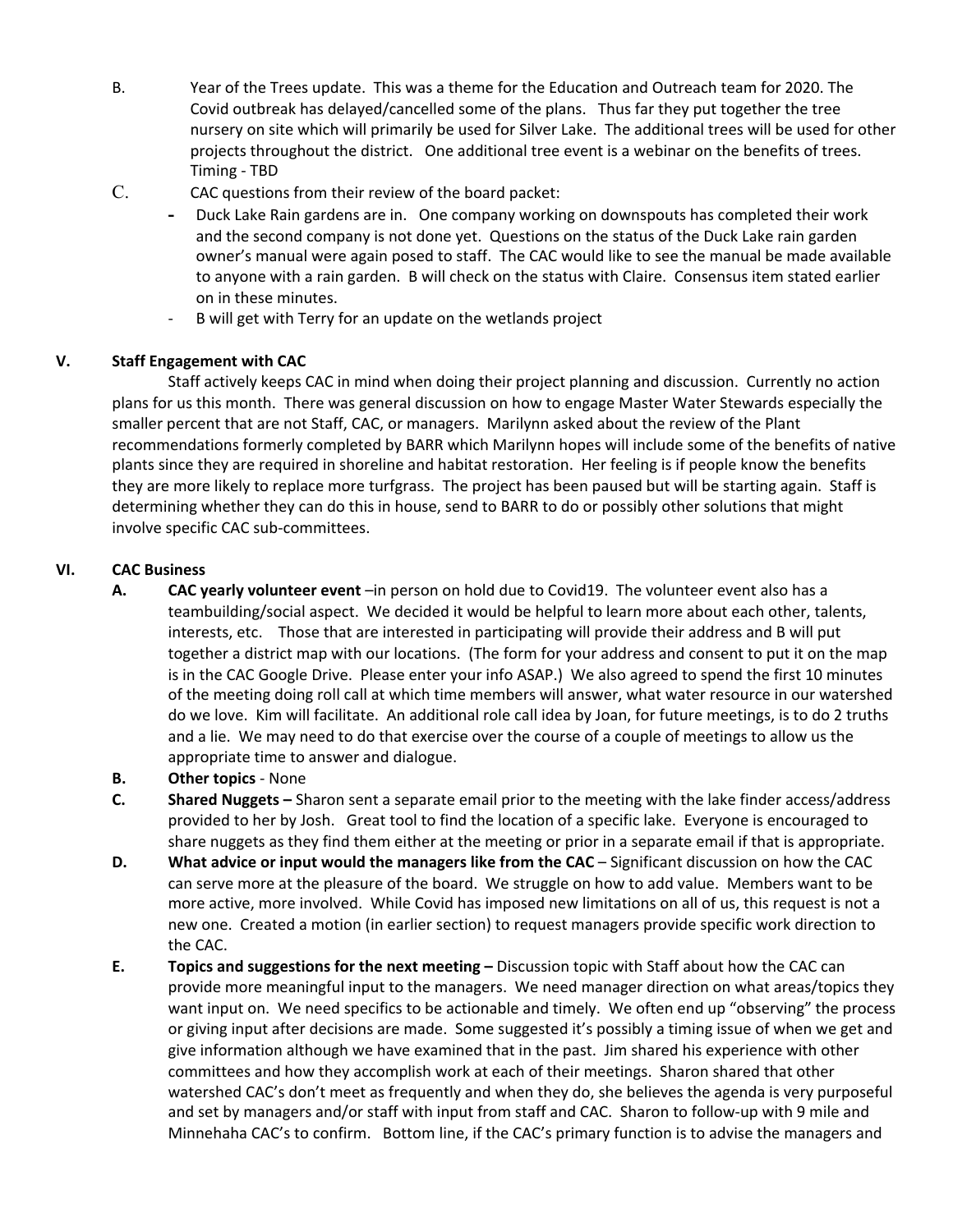B. Year of the Trees update. This was a theme for the Education and Outreach team for 2020. The Covid outbreak has delayed/cancelled some of the plans. Thus far they put together the tree nursery on site which will primarily be used for Silver Lake. The additional trees will be used for other projects throughout the district. One additional tree event is a webinar on the benefits of trees. Timing - TBD

C. CAC questions from their review of the board packet:
   - Duck Lake Rain gardens are in. One company working on downspouts has completed their work and the second company is not done yet. Questions on the status of the Duck Lake rain garden owner's manual were again posed to staff. The CAC would like to see the manual be made available to anyone with a rain garden. B will check on the status with Claire. Consensus item stated earlier on in these minutes.
   - B will get with Terry for an update on the wetlands project

## V. Staff Engagement with CAC

Staff actively keeps CAC in mind when doing their project planning and discussion. Currently no action plans for us this month. There was general discussion on how to engage Master Water Stewards especially the smaller percent that are not Staff, CAC, or managers. Marilynn asked about the review of the Plant recommendations formerly completed by BARR which Marilynn hopes will include some of the benefits of native plants since they are required in shoreline and habitat restoration. Her feeling is if people know the benefits they are more likely to replace more turfgrass. The project has been paused but will be starting again. Staff is determining whether they can do this in house, send to BARR to do or possibly other solutions that might involve specific CAC sub-committees.

## VI. CAC Business

**A. CAC yearly volunteer event** –in person on hold due to Covid19. The volunteer event also has a teambuilding/social aspect. We decided it would be helpful to learn more about each other, talents, interests, etc. Those that are interested in participating will provide their address and B will put together a district map with our locations. (The form for your address and consent to put it on the map is in the CAC Google Drive. Please enter your info ASAP.) We also agreed to spend the first 10 minutes of the meeting doing roll call at which time members will answer, what water resource in our watershed do we love. Kim will facilitate. An additional role call idea by Joan, for future meetings, is to do 2 truths and a lie. We may need to do that exercise over the course of a couple of meetings to allow us the appropriate time to answer and dialogue.

**B. Other topics** - None

**C. Shared Nuggets –** Sharon sent a separate email prior to the meeting with the lake finder access/address provided to her by Josh. Great tool to find the location of a specific lake. Everyone is encouraged to share nuggets as they find them either at the meeting or prior in a separate email if that is appropriate.

**D. What advice or input would the managers like from the CAC** – Significant discussion on how the CAC can serve more at the pleasure of the board. We struggle on how to add value. Members want to be more active, more involved. While Covid has imposed new limitations on all of us, this request is not a new one. Created a motion (in earlier section) to request managers provide specific work direction to the CAC.

**E. Topics and suggestions for the next meeting –** Discussion topic with Staff about how the CAC can provide more meaningful input to the managers. We need manager direction on what areas/topics they want input on. We need specifics to be actionable and timely. We often end up "observing" the process or giving input after decisions are made. Some suggested it's possibly a timing issue of when we get and give information although we have examined that in the past. Jim shared his experience with other committees and how they accomplish work at each of their meetings. Sharon shared that other watershed CAC's don't meet as frequently and when they do, she believes the agenda is very purposeful and set by managers and/or staff with input from staff and CAC. Sharon to follow-up with 9 mile and Minnehaha CAC's to confirm. Bottom line, if the CAC's primary function is to advise the managers and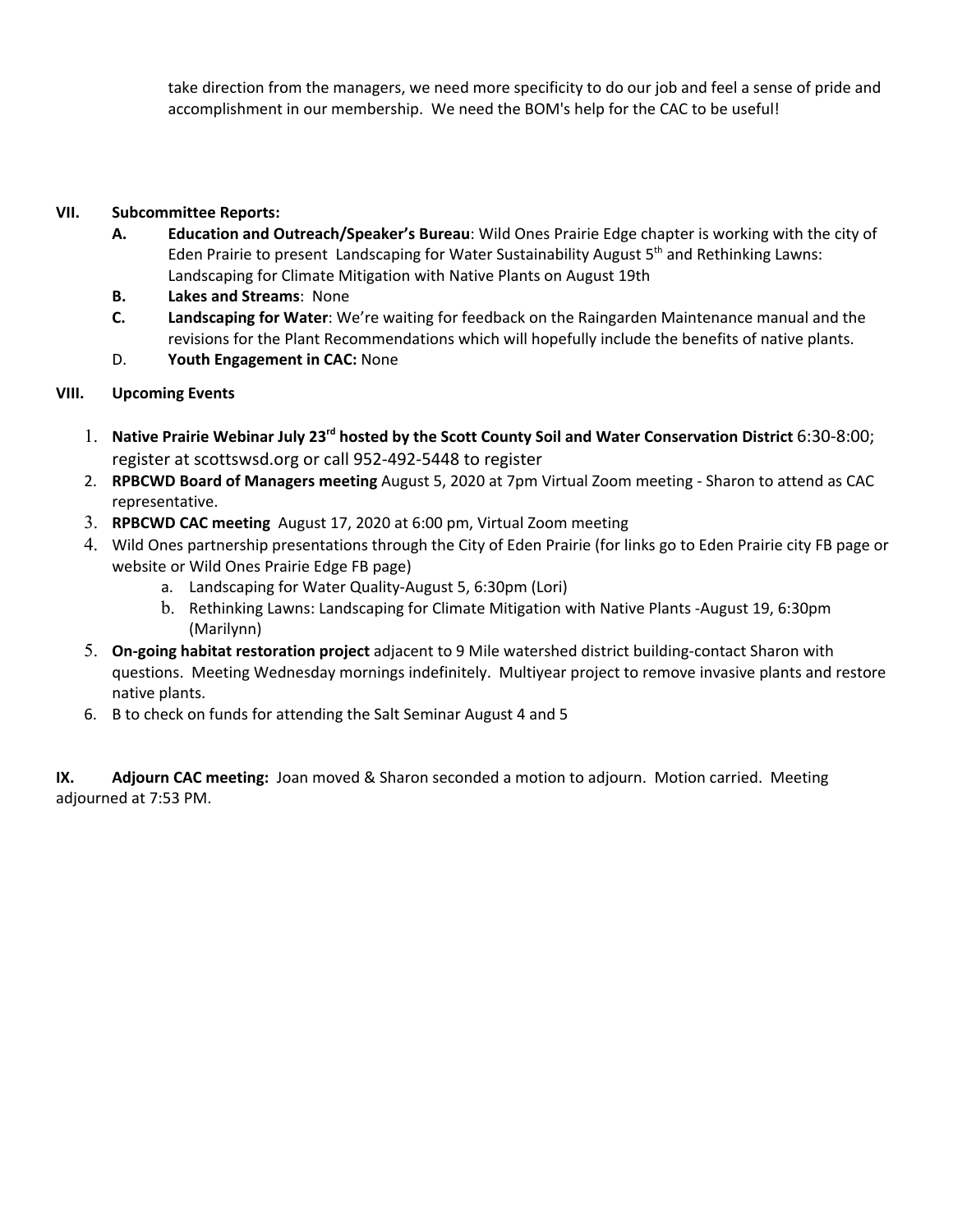take direction from the managers, we need more specificity to do our job and feel a sense of pride and accomplishment in our membership. We need the BOM's help for the CAC to be useful!

**VII. Subcommittee Reports:**

- **A. Education and Outreach/Speaker's Bureau**: Wild Ones Prairie Edge chapter is working with the city of Eden Prairie to present Landscaping for Water Sustainability August 5th and Rethinking Lawns: Landscaping for Climate Mitigation with Native Plants on August 19th
- **B. Lakes and Streams**: None
- **C. Landscaping for Water**: We're waiting for feedback on the Raingarden Maintenance manual and the revisions for the Plant Recommendations which will hopefully include the benefits of native plants.
- D. **Youth Engagement in CAC:** None

**VIII. Upcoming Events**

1. **Native Prairie Webinar July 23rd hosted by the Scott County Soil and Water Conservation District** 6:30-8:00; register at scottswsd.org or call 952-492-5448 to register
2. **RPBCWD Board of Managers meeting** August 5, 2020 at 7pm Virtual Zoom meeting - Sharon to attend as CAC representative.
3. **RPBCWD CAC meeting** August 17, 2020 at 6:00 pm, Virtual Zoom meeting
4. Wild Ones partnership presentations through the City of Eden Prairie (for links go to Eden Prairie city FB page or website or Wild Ones Prairie Edge FB page)
   a. Landscaping for Water Quality-August 5, 6:30pm (Lori)
   b. Rethinking Lawns: Landscaping for Climate Mitigation with Native Plants -August 19, 6:30pm (Marilynn)
5. **On-going habitat restoration project** adjacent to 9 Mile watershed district building-contact Sharon with questions. Meeting Wednesday mornings indefinitely. Multiyear project to remove invasive plants and restore native plants.
6. B to check on funds for attending the Salt Seminar August 4 and 5

**IX. Adjourn CAC meeting:** Joan moved & Sharon seconded a motion to adjourn. Motion carried. Meeting adjourned at 7:53 PM.